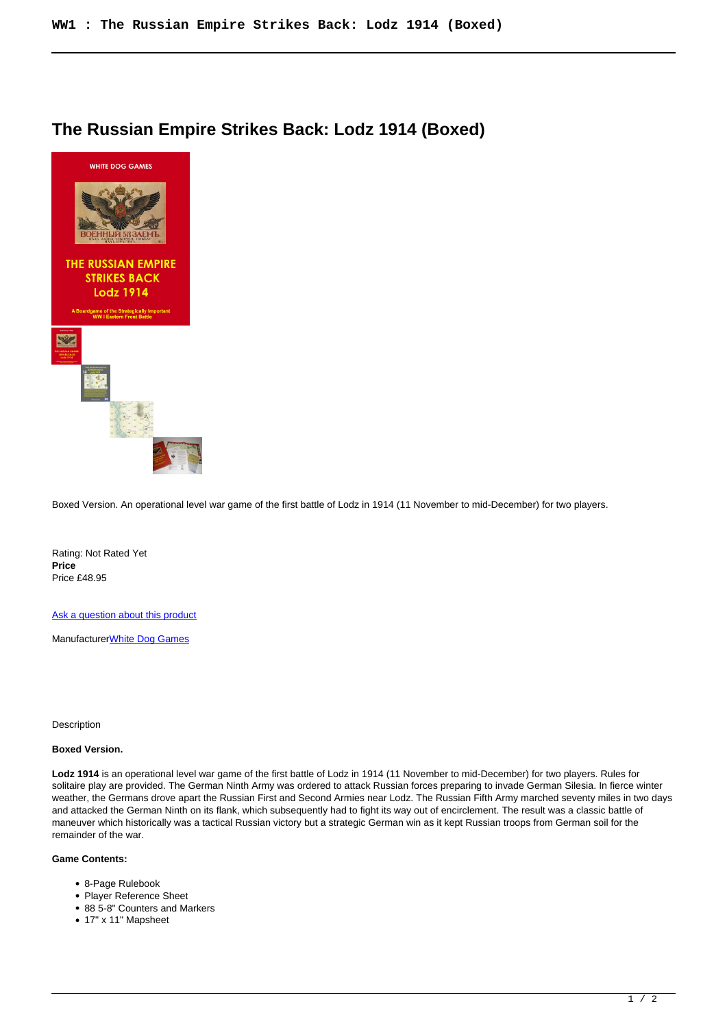# The Russian Empire Strikes Back: Lodz 1914 (Boxed)

Boxed Version. An operational level war game of the first battle of Lodz in 1914 (11 November to mid-December) for two players.

Rating: Not Rated Yet
**Price**
Price £48.95

[Ask a question about this product]

Manufacturer[White Dog Games]

Description

**Boxed Version.**

**Lodz 1914** is an operational level war game of the first battle of Lodz in 1914 (11 November to mid-December) for two players. Rules for solitaire play are provided. The German Ninth Army was ordered to attack Russian forces preparing to invade German Silesia. In fierce winter weather, the Germans drove apart the Russian First and Second Armies near Lodz. The Russian Fifth Army marched seventy miles in two days and attacked the German Ninth on its flank, which subsequently had to fight its way out of encirclement. The result was a classic battle of maneuver which historically was a tactical Russian victory but a strategic German win as it kept Russian troops from German soil for the remainder of the war.

**Game Contents:**

- 8-Page Rulebook
- Player Reference Sheet
- 88 5-8" Counters and Markers
- 17" x 11" Mapsheet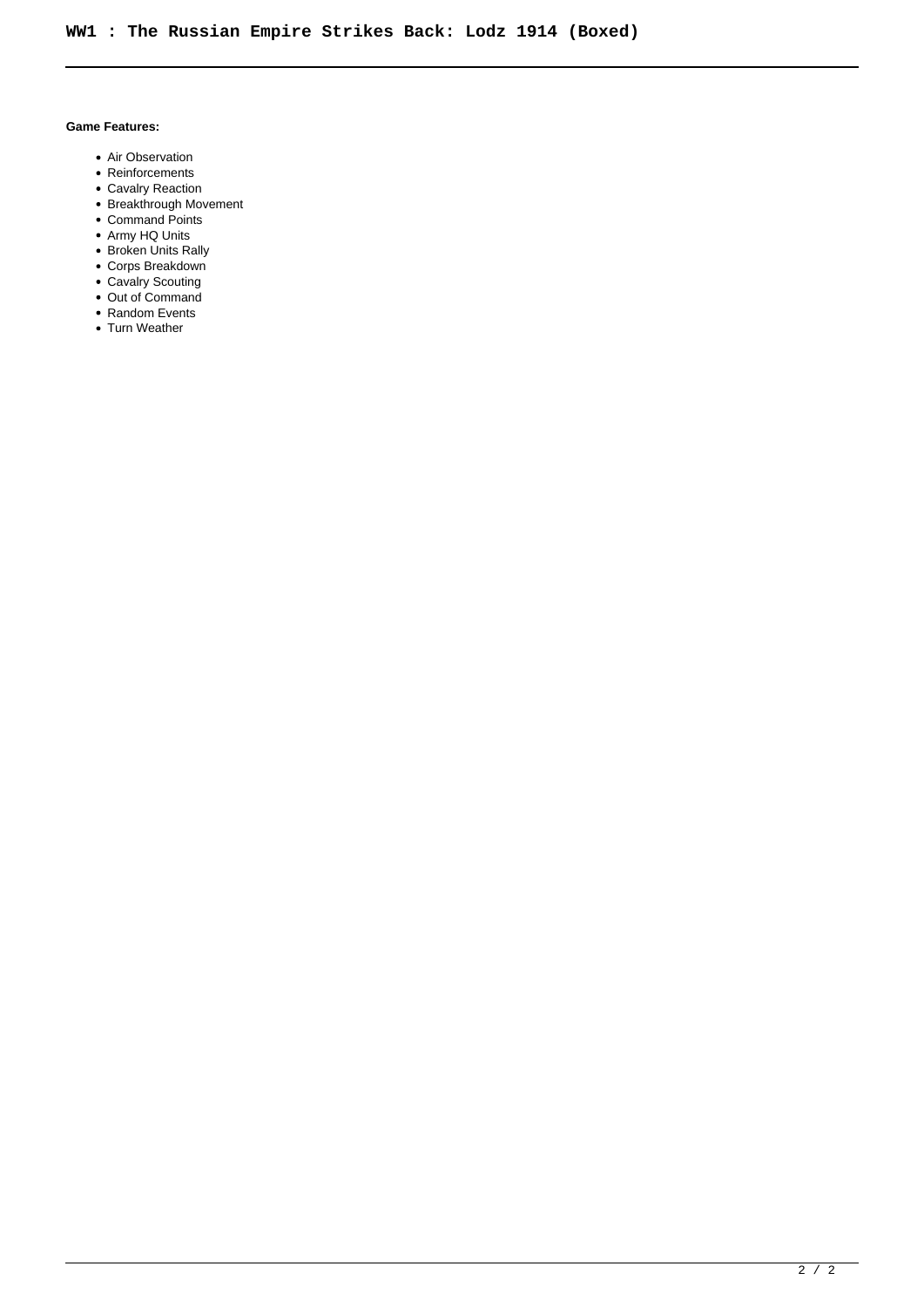**Game Features:**

- Air Observation
- Reinforcements
- Cavalry Reaction
- Breakthrough Movement
- Command Points
- Army HQ Units
- Broken Units Rally
- Corps Breakdown
- Cavalry Scouting
- Out of Command
- Random Events
- Turn Weather